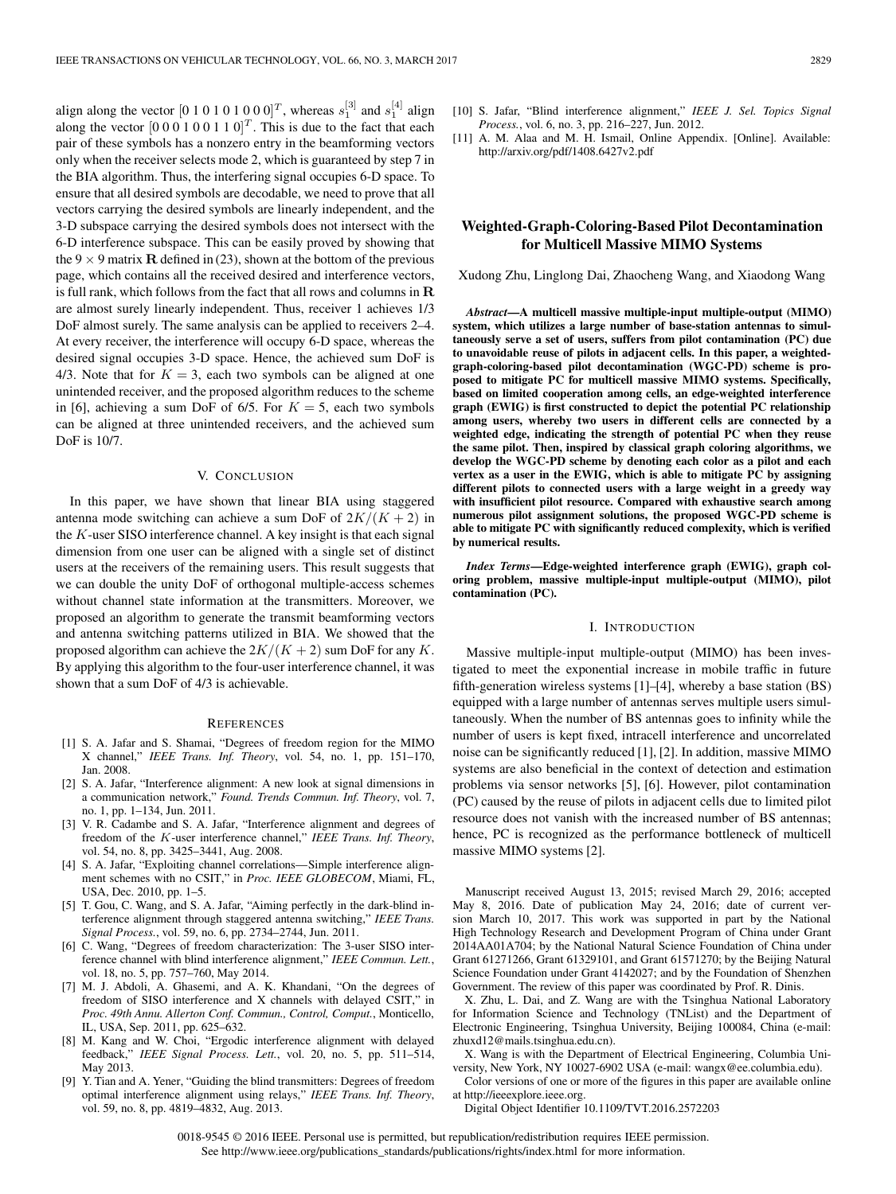align along the vector $[0\ 1\ 0\ 1\ 0\ 1\ 0\ 0\ 0]^T$, whereas $s_1^{[3]}$ and $s_1^{[4]}$ align along the vector $[0\ 0\ 0\ 1\ 0\ 0\ 1\ 1\ 0]^T$. This is due to the fact that each pair of these symbols has a nonzero entry in the beamforming vectors only when the receiver selects mode 2, which is guaranteed by step 7 in the BIA algorithm. Thus, the interfering signal occupies 6-D space. To ensure that all desired symbols are decodable, we need to prove that all vectors carrying the desired symbols are linearly independent, and the 3-D subspace carrying the desired symbols does not intersect with the 6-D interference subspace. This can be easily proved by showing that the $9 \times 9$ matrix $\mathbf{R}$ defined in (23), shown at the bottom of the previous page, which contains all the received desired and interference vectors, is full rank, which follows from the fact that all rows and columns in $\mathbf{R}$ are almost surely linearly independent. Thus, receiver 1 achieves 1/3 DoF almost surely. The same analysis can be applied to receivers 2–4. At every receiver, the interference will occupy 6-D space, whereas the desired signal occupies 3-D space. Hence, the achieved sum DoF is 4/3. Note that for $K = 3$, each two symbols can be aligned at one unintended receiver, and the proposed algorithm reduces to the scheme in [6], achieving a sum DoF of 6/5. For $K = 5$, each two symbols can be aligned at three unintended receivers, and the achieved sum DoF is 10/7.

## V. Conclusion

In this paper, we have shown that linear BIA using staggered antenna mode switching can achieve a sum DoF of $2K/(K+2)$ in the $K$-user SISO interference channel. A key insight is that each signal dimension from one user can be aligned with a single set of distinct users at the receivers of the remaining users. This result suggests that we can double the unity DoF of orthogonal multiple-access schemes without channel state information at the transmitters. Moreover, we proposed an algorithm to generate the transmit beamforming vectors and antenna switching patterns utilized in BIA. We showed that the proposed algorithm can achieve the $2K/(K+2)$ sum DoF for any $K$. By applying this algorithm to the four-user interference channel, it was shown that a sum DoF of 4/3 is achievable.

## References

[1] S. A. Jafar and S. Shamai, "Degrees of freedom region for the MIMO X channel," *IEEE Trans. Inf. Theory*, vol. 54, no. 1, pp. 151–170, Jan. 2008.

[2] S. A. Jafar, "Interference alignment: A new look at signal dimensions in a communication network," *Found. Trends Commun. Inf. Theory*, vol. 7, no. 1, pp. 1–134, Jun. 2011.

[3] V. R. Cadambe and S. A. Jafar, "Interference alignment and degrees of freedom of the $K$-user interference channel," *IEEE Trans. Inf. Theory*, vol. 54, no. 8, pp. 3425–3441, Aug. 2008.

[4] S. A. Jafar, "Exploiting channel correlations—Simple interference alignment schemes with no CSIT," in *Proc. IEEE GLOBECOM*, Miami, FL, USA, Dec. 2010, pp. 1–5.

[5] T. Gou, C. Wang, and S. A. Jafar, "Aiming perfectly in the dark-blind interference alignment through staggered antenna switching," *IEEE Trans. Signal Process.*, vol. 59, no. 6, pp. 2734–2744, Jun. 2011.

[6] C. Wang, "Degrees of freedom characterization: The 3-user SISO interference channel with blind interference alignment," *IEEE Commun. Lett.*, vol. 18, no. 5, pp. 757–760, May 2014.

[7] M. J. Abdoli, A. Ghasemi, and A. K. Khandani, "On the degrees of freedom of SISO interference and X channels with delayed CSIT," in *Proc. 49th Annu. Allerton Conf. Commun., Control, Comput.*, Monticello, IL, USA, Sep. 2011, pp. 625–632.

[8] M. Kang and W. Choi, "Ergodic interference alignment with delayed feedback," *IEEE Signal Process. Lett.*, vol. 20, no. 5, pp. 511–514, May 2013.

[9] Y. Tian and A. Yener, "Guiding the blind transmitters: Degrees of freedom optimal interference alignment using relays," *IEEE Trans. Inf. Theory*, vol. 59, no. 8, pp. 4819–4832, Aug. 2013.

[10] S. Jafar, "Blind interference alignment," *IEEE J. Sel. Topics Signal Process.*, vol. 6, no. 3, pp. 216–227, Jun. 2012.

[11] A. M. Alaa and M. H. Ismail, Online Appendix. [Online]. Available: http://arxiv.org/pdf/1408.6427v2.pdf

# Weighted-Graph-Coloring-Based Pilot Decontamination for Multicell Massive MIMO Systems

Xudong Zhu, Linglong Dai, Zhaocheng Wang, and Xiaodong Wang

***Abstract*—A multicell massive multiple-input multiple-output (MIMO) system, which utilizes a large number of base-station antennas to simultaneously serve a set of users, suffers from pilot contamination (PC) due to unavoidable reuse of pilots in adjacent cells. In this paper, a weighted-graph-coloring-based pilot decontamination (WGC-PD) scheme is proposed to mitigate PC for multicell massive MIMO systems. Specifically, based on limited cooperation among cells, an edge-weighted interference graph (EWIG) is first constructed to depict the potential PC relationship among users, whereby two users in different cells are connected by a weighted edge, indicating the strength of potential PC when they reuse the same pilot. Then, inspired by classical graph coloring algorithms, we develop the WGC-PD scheme by denoting each color as a pilot and each vertex as a user in the EWIG, which is able to mitigate PC by assigning different pilots to connected users with a large weight in a greedy way with insufficient pilot resource. Compared with exhaustive search among numerous pilot assignment solutions, the proposed WGC-PD scheme is able to mitigate PC with significantly reduced complexity, which is verified by numerical results.**

***Index Terms*—Edge-weighted interference graph (EWIG), graph coloring problem, massive multiple-input multiple-output (MIMO), pilot contamination (PC).**

## I. Introduction

Massive multiple-input multiple-output (MIMO) has been investigated to meet the exponential increase in mobile traffic in future fifth-generation wireless systems [1]–[4], whereby a base station (BS) equipped with a large number of antennas serves multiple users simultaneously. When the number of BS antennas goes to infinity while the number of users is kept fixed, intracell interference and uncorrelated noise can be significantly reduced [1], [2]. In addition, massive MIMO systems are also beneficial in the context of detection and estimation problems via sensor networks [5], [6]. However, pilot contamination (PC) caused by the reuse of pilots in adjacent cells due to limited pilot resource does not vanish with the increased number of BS antennas; hence, PC is recognized as the performance bottleneck of multicell massive MIMO systems [2].

Manuscript received August 13, 2015; revised March 29, 2016; accepted May 8, 2016. Date of publication May 24, 2016; date of current version March 10, 2017. This work was supported in part by the National High Technology Research and Development Program of China under Grant 2014AA01A704; by the National Natural Science Foundation of China under Grant 61271266, Grant 61329101, and Grant 61571270; by the Beijing Natural Science Foundation under Grant 4142027; and by the Foundation of Shenzhen Government. The review of this paper was coordinated by Prof. R. Dinis.

X. Zhu, L. Dai, and Z. Wang are with the Tsinghua National Laboratory for Information Science and Technology (TNList) and the Department of Electronic Engineering, Tsinghua University, Beijing 100084, China (e-mail: zhuxd12@mails.tsinghua.edu.cn).

X. Wang is with the Department of Electrical Engineering, Columbia University, New York, NY 10027-6902 USA (e-mail: wangx@ee.columbia.edu).

Color versions of one or more of the figures in this paper are available online at http://ieeexplore.ieee.org.

Digital Object Identifier 10.1109/TVT.2016.2572203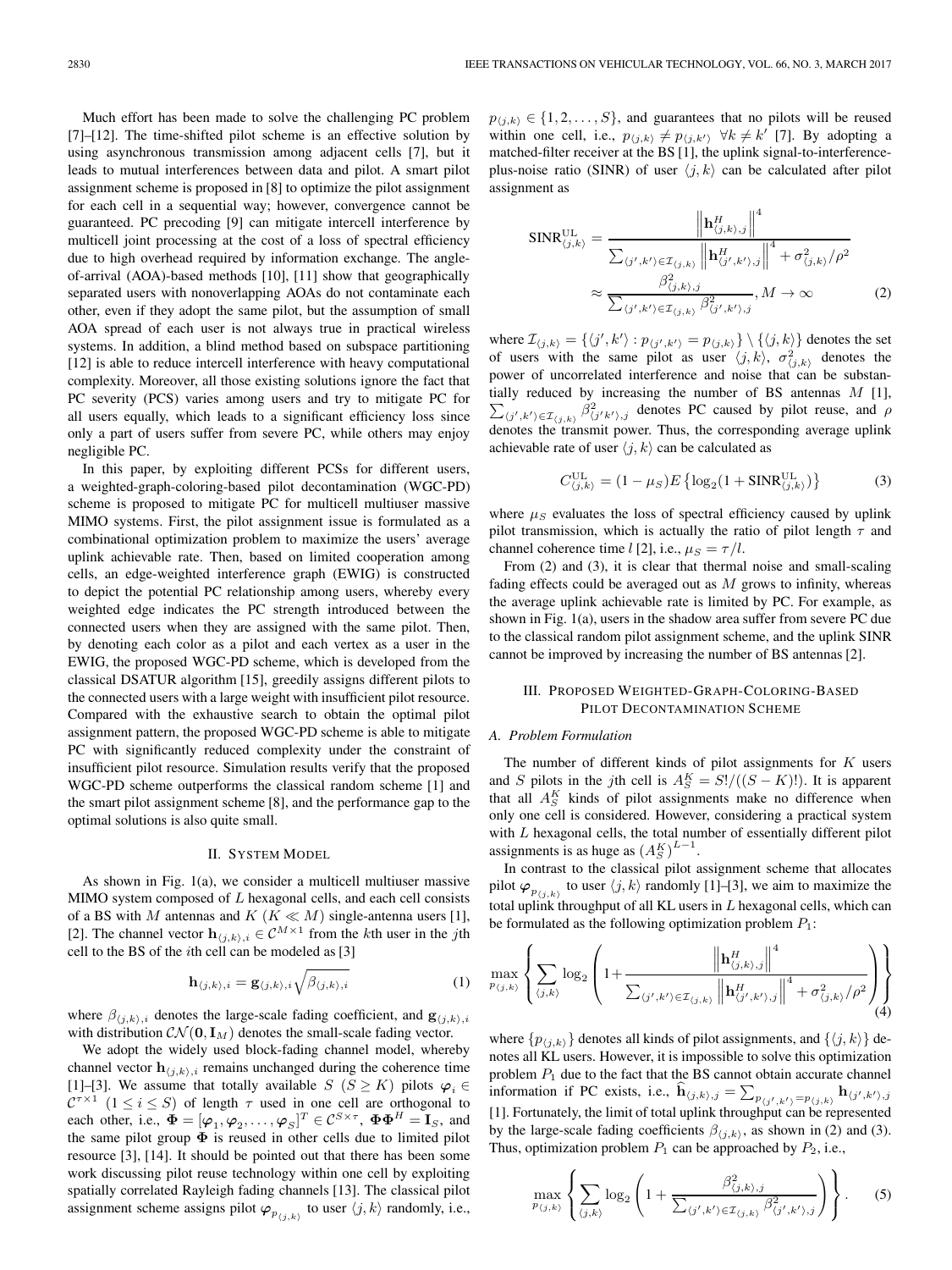Much effort has been made to solve the challenging PC problem [7]–[12]. The time-shifted pilot scheme is an effective solution by using asynchronous transmission among adjacent cells [7], but it leads to mutual interferences between data and pilot. A smart pilot assignment scheme is proposed in [8] to optimize the pilot assignment for each cell in a sequential way; however, convergence cannot be guaranteed. PC precoding [9] can mitigate intercell interference by multicell joint processing at the cost of a loss of spectral efficiency due to high overhead required by information exchange. The angle-of-arrival (AOA)-based methods [10], [11] show that geographically separated users with nonoverlapping AOAs do not contaminate each other, even if they adopt the same pilot, but the assumption of small AOA spread of each user is not always true in practical wireless systems. In addition, a blind method based on subspace partitioning [12] is able to reduce intercell interference with heavy computational complexity. Moreover, all those existing solutions ignore the fact that PC severity (PCS) varies among users and try to mitigate PC for all users equally, which leads to a significant efficiency loss since only a part of users suffer from severe PC, while others may enjoy negligible PC.

In this paper, by exploiting different PCSs for different users, a weighted-graph-coloring-based pilot decontamination (WGC-PD) scheme is proposed to mitigate PC for multicell multiuser massive MIMO systems. First, the pilot assignment issue is formulated as a combinational optimization problem to maximize the users' average uplink achievable rate. Then, based on limited cooperation among cells, an edge-weighted interference graph (EWIG) is constructed to depict the potential PC relationship among users, whereby every weighted edge indicates the PC strength introduced between the connected users when they are assigned with the same pilot. Then, by denoting each color as a pilot and each vertex as a user in the EWIG, the proposed WGC-PD scheme, which is developed from the classical DSATUR algorithm [15], greedily assigns different pilots to the connected users with a large weight with insufficient pilot resource. Compared with the exhaustive search to obtain the optimal pilot assignment pattern, the proposed WGC-PD scheme is able to mitigate PC with significantly reduced complexity under the constraint of insufficient pilot resource. Simulation results verify that the proposed WGC-PD scheme outperforms the classical random scheme [1] and the smart pilot assignment scheme [8], and the performance gap to the optimal solutions is also quite small.

## II. System Model

As shown in Fig. 1(a), we consider a multicell multiuser massive MIMO system composed of $L$ hexagonal cells, and each cell consists of a BS with $M$ antennas and $K$ ($K \ll M$) single-antenna users [1], [2]. The channel vector $\mathbf{h}_{\langle j,k\rangle,i} \in \mathcal{C}^{M\times 1}$ from the $k$th user in the $j$th cell to the BS of the $i$th cell can be modeled as [3]

$$\mathbf{h}_{\langle j,k\rangle,i} = \mathbf{g}_{\langle j,k\rangle,i}\sqrt{\beta_{\langle j,k\rangle,i}} \tag{1}$$

where $\beta_{\langle j,k\rangle,i}$ denotes the large-scale fading coefficient, and $\mathbf{g}_{\langle j,k\rangle,i}$ with distribution $\mathcal{CN}(\mathbf{0}, \mathbf{I}_M)$ denotes the small-scale fading vector.

We adopt the widely used block-fading channel model, whereby channel vector $\mathbf{h}_{\langle j,k\rangle,i}$ remains unchanged during the coherence time [1]–[3]. We assume that totally available $S$ ($S \geq K$) pilots $\boldsymbol{\varphi}_i \in \mathcal{C}^{\tau\times 1}$ ($1 \leq i \leq S$) of length $\tau$ used in one cell are orthogonal to each other, i.e., $\boldsymbol{\Phi} = [\boldsymbol{\varphi}_1, \boldsymbol{\varphi}_2, \ldots, \boldsymbol{\varphi}_S]^T \in \mathcal{C}^{S\times\tau}$, $\boldsymbol{\Phi}\boldsymbol{\Phi}^H = \mathbf{I}_S$, and the same pilot group $\boldsymbol{\Phi}$ is reused in other cells due to limited pilot resource [3], [14]. It should be pointed out that there has been some work discussing pilot reuse technology within one cell by exploiting spatially correlated Rayleigh fading channels [13]. The classical pilot assignment scheme assigns pilot $\boldsymbol{\varphi}_{p_{\langle j,k\rangle}}$ to user $\langle j,k\rangle$ randomly, i.e., $p_{\langle j,k\rangle} \in \{1, 2, \ldots, S\}$, and guarantees that no pilots will be reused within one cell, i.e., $p_{\langle j,k\rangle} \neq p_{\langle j,k'\rangle}\ \forall k \neq k'$ [7]. By adopting a matched-filter receiver at the BS [1], the uplink signal-to-interference-plus-noise ratio (SINR) of user $\langle j,k\rangle$ can be calculated after pilot assignment as

$$\begin{aligned}
\mathrm{SINR}^{\mathrm{UL}}_{\langle j,k\rangle} &= \frac{\left\|\mathbf{h}^H_{\langle j,k\rangle,j}\right\|^4}{\sum_{\langle j',k'\rangle\in\mathcal{I}_{\langle j,k\rangle}}\left\|\mathbf{h}^H_{\langle j',k'\rangle,j}\right\|^4 + \sigma^2_{\langle j,k\rangle}/\rho^2} \\
&\approx \frac{\beta^2_{\langle j,k\rangle,j}}{\sum_{\langle j',k'\rangle\in\mathcal{I}_{\langle j,k\rangle}}\beta^2_{\langle j',k'\rangle,j}}, M\to\infty
\end{aligned} \tag{2}$$

where $\mathcal{I}_{\langle j,k\rangle} = \{\langle j',k'\rangle : p_{\langle j',k'\rangle} = p_{\langle j,k\rangle}\} \setminus \{\langle j,k\rangle\}$ denotes the set of users with the same pilot as user $\langle j,k\rangle$, $\sigma^2_{\langle j,k\rangle}$ denotes the power of uncorrelated interference and noise that can be substantially reduced by increasing the number of BS antennas $M$ [1], $\sum_{\langle j',k'\rangle\in\mathcal{I}_{\langle j,k\rangle}}\beta^2_{\langle j'k'\rangle,j}$ denotes PC caused by pilot reuse, and $\rho$ denotes the transmit power. Thus, the corresponding average uplink achievable rate of user $\langle j,k\rangle$ can be calculated as

$$C^{\mathrm{UL}}_{\langle j,k\rangle} = (1-\mu_S)E\left\{\log_2(1+\mathrm{SINR}^{\mathrm{UL}}_{\langle j,k\rangle})\right\} \tag{3}$$

where $\mu_S$ evaluates the loss of spectral efficiency caused by uplink pilot transmission, which is actually the ratio of pilot length $\tau$ and channel coherence time $l$ [2], i.e., $\mu_S = \tau/l$.

From (2) and (3), it is clear that thermal noise and small-scaling fading effects could be averaged out as $M$ grows to infinity, whereas the average uplink achievable rate is limited by PC. For example, as shown in Fig. 1(a), users in the shadow area suffer from severe PC due to the classical random pilot assignment scheme, and the uplink SINR cannot be improved by increasing the number of BS antennas [2].

## III. Proposed Weighted-Graph-Coloring-Based Pilot Decontamination Scheme

### A. Problem Formulation

The number of different kinds of pilot assignments for $K$ users and $S$ pilots in the $j$th cell is $A^K_S = S!/((S-K)!)$. It is apparent that all $A^K_S$ kinds of pilot assignments make no difference when only one cell is considered. However, considering a practical system with $L$ hexagonal cells, the total number of essentially different pilot assignments is as huge as $(A^K_S)^{L-1}$.

In contrast to the classical pilot assignment scheme that allocates pilot $\boldsymbol{\varphi}_{p_{\langle j,k\rangle}}$ to user $\langle j,k\rangle$ randomly [1]–[3], we aim to maximize the total uplink throughput of all KL users in $L$ hexagonal cells, which can be formulated as the following optimization problem $P_1$:

$$\max_{p_{\langle j,k\rangle}}\left\{\sum_{\langle j,k\rangle}\log_2\left(1+\frac{\left\|\mathbf{h}^H_{\langle j,k\rangle,j}\right\|^4}{\sum_{\langle j',k'\rangle\in\mathcal{I}_{\langle j,k\rangle}}\left\|\mathbf{h}^H_{\langle j',k'\rangle,j}\right\|^4+\sigma^2_{\langle j,k\rangle}/\rho^2}\right)\right\} \tag{4}$$

where $\{p_{\langle j,k\rangle}\}$ denotes all kinds of pilot assignments, and $\{\langle j,k\rangle\}$ denotes all KL users. However, it is impossible to solve this optimization problem $P_1$ due to the fact that the BS cannot obtain accurate channel information if PC exists, i.e., $\widehat{\mathbf{h}}_{\langle j,k\rangle,j} = \sum_{p_{\langle j',k'\rangle}=p_{\langle j,k\rangle}}\mathbf{h}_{\langle j',k'\rangle,j}$ [1]. Fortunately, the limit of total uplink throughput can be represented by the large-scale fading coefficients $\beta_{\langle j,k\rangle}$, as shown in (2) and (3). Thus, optimization problem $P_1$ can be approached by $P_2$, i.e.,

$$\max_{p_{\langle j,k\rangle}}\left\{\sum_{\langle j,k\rangle}\log_2\left(1+\frac{\beta^2_{\langle j,k\rangle,j}}{\sum_{\langle j',k'\rangle\in\mathcal{I}_{\langle j,k\rangle}}\beta^2_{\langle j',k'\rangle,j}}\right)\right\}. \tag{5}$$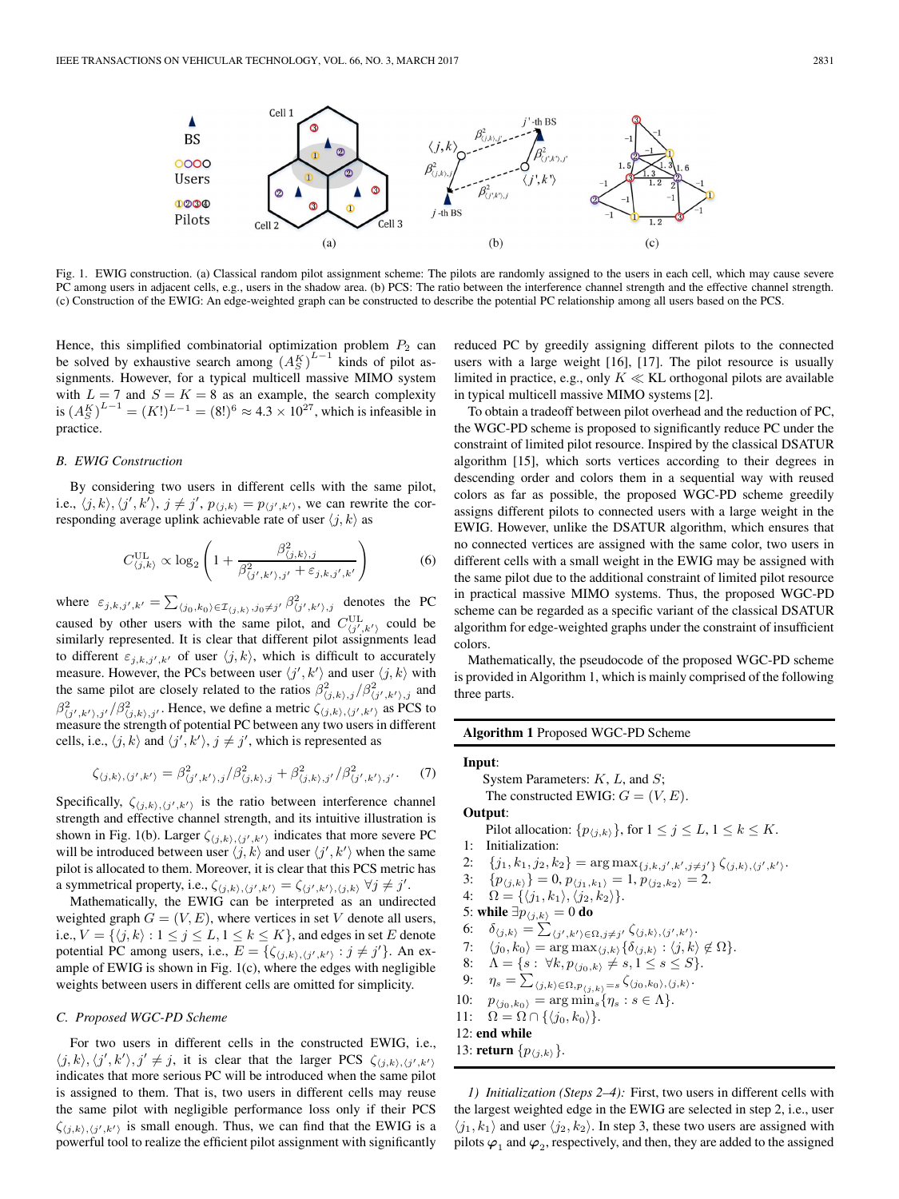Fig. 1. EWIG construction. (a) Classical random pilot assignment scheme: The pilots are randomly assigned to the users in each cell, which may cause severe PC among users in adjacent cells, e.g., users in the shadow area. (b) PCS: The ratio between the interference channel strength and the effective channel strength. (c) Construction of the EWIG: An edge-weighted graph can be constructed to describe the potential PC relationship among all users based on the PCS.

Hence, this simplified combinatorial optimization problem $P_2$ can be solved by exhaustive search among $(A_S^K)^{L-1}$ kinds of pilot assignments. However, for a typical multicell massive MIMO system with $L = 7$ and $S = K = 8$ as an example, the search complexity is $(A_S^K)^{L-1} = (K!)^{L-1} = (8!)^6 \approx 4.3 \times 10^{27}$, which is infeasible in practice.

### B. EWIG Construction

By considering two users in different cells with the same pilot, i.e., $\langle j,k\rangle, \langle j',k'\rangle$, $j \neq j'$, $p_{\langle j,k\rangle} = p_{\langle j',k'\rangle}$, we can rewrite the corresponding average uplink achievable rate of user $\langle j,k\rangle$ as

$$C_{\langle j,k\rangle}^{\mathrm{UL}} \propto \log_2\left(1 + \frac{\beta_{\langle j,k\rangle,j}^2}{\beta_{\langle j',k'\rangle,j'}^2 + \varepsilon_{j,k,j',k'}}\right) \tag{6}$$

where $\varepsilon_{j,k,j',k'} = \sum_{\langle j_0,k_0\rangle \in \mathcal{I}_{\langle j,k\rangle}, j_0 \neq j'} \beta_{\langle j',k'\rangle,j}^2$ denotes the PC caused by other users with the same pilot, and $C_{\langle j',k'\rangle}^{\mathrm{UL}}$ could be similarly represented. It is clear that different pilot assignments lead to different $\varepsilon_{j,k,j',k'}$ of user $\langle j,k\rangle$, which is difficult to accurately measure. However, the PCs between user $\langle j',k'\rangle$ and user $\langle j,k\rangle$ with the same pilot are closely related to the ratios $\beta_{\langle j,k\rangle,j}^2/\beta_{\langle j',k'\rangle,j}^2$ and $\beta_{\langle j',k'\rangle,j'}^2/\beta_{\langle j,k\rangle,j'}^2$. Hence, we define a metric $\zeta_{\langle j,k\rangle,\langle j',k'\rangle}$ as PCS to measure the strength of potential PC between any two users in different cells, i.e., $\langle j,k\rangle$ and $\langle j',k'\rangle$, $j \neq j'$, which is represented as

$$\zeta_{\langle j,k\rangle,\langle j',k'\rangle} = \beta_{\langle j',k'\rangle,j}^2/\beta_{\langle j,k\rangle,j}^2 + \beta_{\langle j,k\rangle,j'}^2/\beta_{\langle j',k'\rangle,j'}^2. \tag{7}$$

Specifically, $\zeta_{\langle j,k\rangle,\langle j',k'\rangle}$ is the ratio between interference channel strength and effective channel strength, and its intuitive illustration is shown in Fig. 1(b). Larger $\zeta_{\langle j,k\rangle,\langle j',k'\rangle}$ indicates that more severe PC will be introduced between user $\langle j,k\rangle$ and user $\langle j',k'\rangle$ when the same pilot is allocated to them. Moreover, it is clear that this PCS metric has a symmetrical property, i.e., $\zeta_{\langle j,k\rangle,\langle j',k'\rangle} = \zeta_{\langle j',k'\rangle,\langle j,k\rangle}$ $\forall j \neq j'$.

Mathematically, the EWIG can be interpreted as an undirected weighted graph $G = (V, E)$, where vertices in set $V$ denote all users, i.e., $V = \{\langle j,k\rangle : 1 \le j \le L, 1 \le k \le K\}$, and edges in set $E$ denote potential PC among users, i.e., $E = \{\zeta_{\langle j,k\rangle,\langle j',k'\rangle} : j \neq j'\}$. An example of EWIG is shown in Fig. 1(c), where the edges with negligible weights between users in different cells are omitted for simplicity.

### C. Proposed WGC-PD Scheme

For two users in different cells in the constructed EWIG, i.e., $\langle j,k\rangle, \langle j',k'\rangle, j' \neq j$, it is clear that the larger PCS $\zeta_{\langle j,k\rangle,\langle j',k'\rangle}$ indicates that more serious PC will be introduced when the same pilot is assigned to them. That is, two users in different cells may reuse the same pilot with negligible performance loss only if their PCS $\zeta_{\langle j,k\rangle,\langle j',k'\rangle}$ is small enough. Thus, we can find that the EWIG is a powerful tool to realize the efficient pilot assignment with significantly reduced PC by greedily assigning different pilots to the connected users with a large weight [16], [17]. The pilot resource is usually limited in practice, e.g., only $K \ll KL$ orthogonal pilots are available in typical multicell massive MIMO systems [2].

To obtain a tradeoff between pilot overhead and the reduction of PC, the WGC-PD scheme is proposed to significantly reduce PC under the constraint of limited pilot resource. Inspired by the classical DSATUR algorithm [15], which sorts vertices according to their degrees in descending order and colors them in a sequential way with reused colors as far as possible, the proposed WGC-PD scheme greedily assigns different pilots to connected users with a large weight in the EWIG. However, unlike the DSATUR algorithm, which ensures that no connected vertices are assigned with the same color, two users in different cells with a small weight in the EWIG may be assigned with the same pilot due to the additional constraint of limited pilot resource in practical massive MIMO systems. Thus, the proposed WGC-PD scheme can be regarded as a specific variant of the classical DSATUR algorithm for edge-weighted graphs under the constraint of insufficient colors.

Mathematically, the pseudocode of the proposed WGC-PD scheme is provided in Algorithm 1, which is mainly comprised of the following three parts.

**Algorithm 1** Proposed WGC-PD Scheme

**Input**:
System Parameters: $K$, $L$, and $S$;
The constructed EWIG: $G = (V, E)$.

**Output**:
Pilot allocation: $\{p_{\langle j,k\rangle}\}$, for $1 \le j \le L, 1 \le k \le K$.

1: Initialization:
2: $\{j_1, k_1, j_2, k_2\} = \arg\max_{\{j,k,j',k',j \neq j'\}} \zeta_{\langle j,k\rangle,\langle j',k'\rangle}$.
3: $\{p_{\langle j,k\rangle}\} = 0, p_{\langle j_1,k_1\rangle} = 1, p_{\langle j_2,k_2\rangle} = 2$.
4: $\Omega = \{\langle j_1,k_1\rangle, \langle j_2,k_2\rangle\}$.
5: **while** $\exists p_{\langle j,k\rangle} = 0$ **do**
6: $\delta_{\langle j,k\rangle} = \sum_{\langle j',k'\rangle \in \Omega, j \neq j'} \zeta_{\langle j,k\rangle,\langle j',k'\rangle}$.
7: $\langle j_0,k_0\rangle = \arg\max_{\langle j,k\rangle}\{\delta_{\langle j,k\rangle} : \langle j,k\rangle \notin \Omega\}$.
8: $\Lambda = \{s : \forall k, p_{\langle j_0,k\rangle} \neq s, 1 \le s \le S\}$.
9: $\eta_s = \sum_{\langle j,k\rangle \in \Omega, p_{\langle j,k\rangle} = s} \zeta_{\langle j_0,k_0\rangle,\langle j,k\rangle}$.
10: $p_{\langle j_0,k_0\rangle} = \arg\min_s\{\eta_s : s \in \Lambda\}$.
11: $\Omega = \Omega \cap \{\langle j_0,k_0\rangle\}$.
12: **end while**
13: **return** $\{p_{\langle j,k\rangle}\}$.

*1) Initialization (Steps 2–4):* First, two users in different cells with the largest weighted edge in the EWIG are selected in step 2, i.e., user $\langle j_1,k_1\rangle$ and user $\langle j_2,k_2\rangle$. In step 3, these two users are assigned with pilots $\boldsymbol{\varphi}_1$ and $\boldsymbol{\varphi}_2$, respectively, and then, they are added to the assigned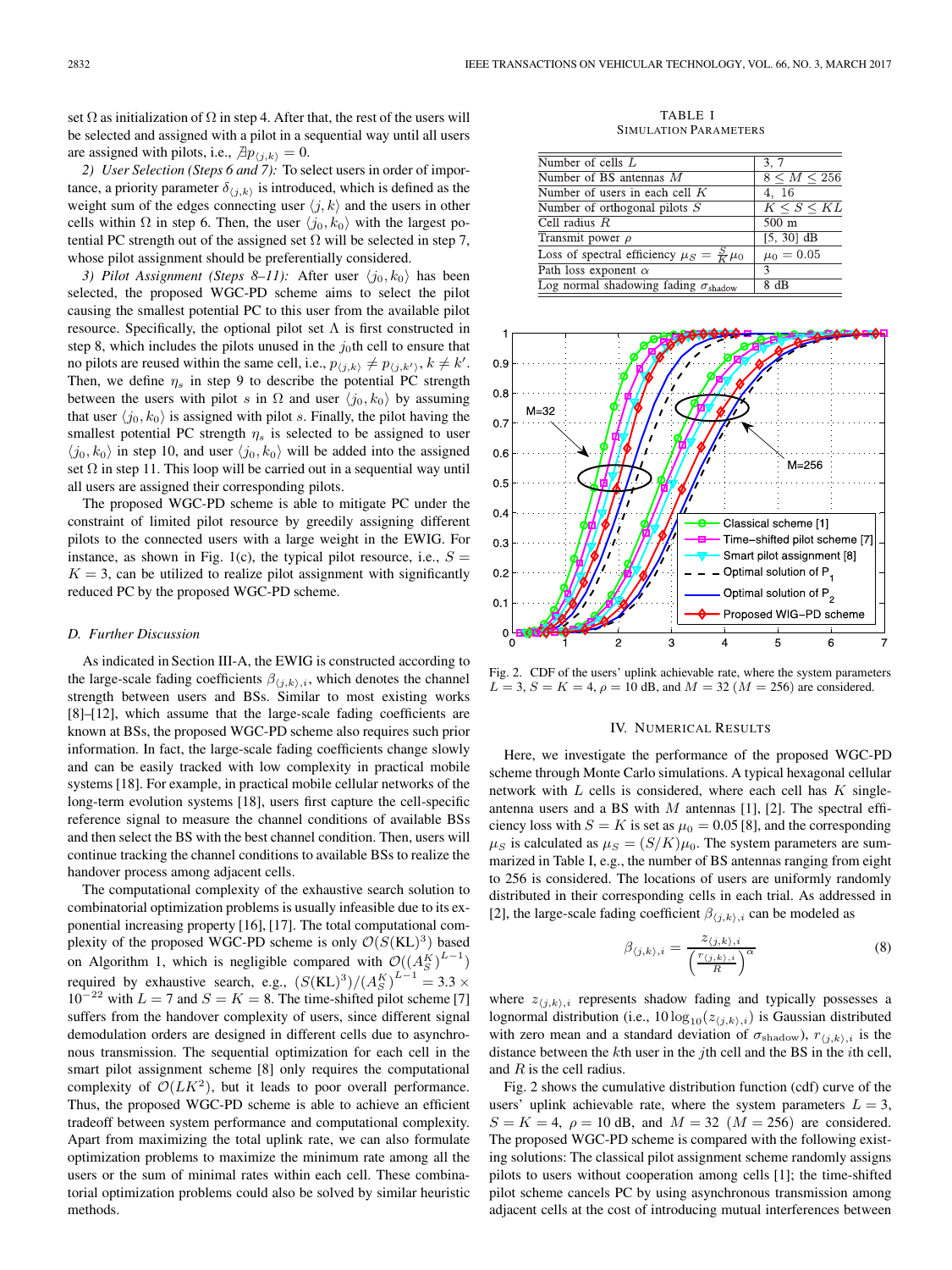set $\Omega$ as initialization of $\Omega$ in step 4. After that, the rest of the users will be selected and assigned with a pilot in a sequential way until all users are assigned with pilots, i.e., $\nexists p_{\langle j,k \rangle} = 0$.

*2) User Selection (Steps 6 and 7):* To select users in order of importance, a priority parameter $\delta_{\langle j,k \rangle}$ is introduced, which is defined as the weight sum of the edges connecting user $\langle j,k \rangle$ and the users in other cells within $\Omega$ in step 6. Then, the user $\langle j_0,k_0 \rangle$ with the largest potential PC strength out of the assigned set $\Omega$ will be selected in step 7, whose pilot assignment should be preferentially considered.

*3) Pilot Assignment (Steps 8–11):* After user $\langle j_0,k_0 \rangle$ has been selected, the proposed WGC-PD scheme aims to select the pilot causing the smallest potential PC to this user from the available pilot resource. Specifically, the optional pilot set $\Lambda$ is first constructed in step 8, which includes the pilots unused in the $j_0$th cell to ensure that no pilots are reused within the same cell, i.e., $p_{\langle j,k \rangle} \neq p_{\langle j,k' \rangle}, k \neq k'$. Then, we define $\eta_s$ in step 9 to describe the potential PC strength between the users with pilot $s$ in $\Omega$ and user $\langle j_0,k_0 \rangle$ by assuming that user $\langle j_0,k_0 \rangle$ is assigned with pilot $s$. Finally, the pilot having the smallest potential PC strength $\eta_s$ is selected to be assigned to user $\langle j_0,k_0 \rangle$ in step 10, and user $\langle j_0,k_0 \rangle$ will be added into the assigned set $\Omega$ in step 11. This loop will be carried out in a sequential way until all users are assigned their corresponding pilots.

The proposed WGC-PD scheme is able to mitigate PC under the constraint of limited pilot resource by greedily assigning different pilots to the connected users with a large weight in the EWIG. For instance, as shown in Fig. 1(c), the typical pilot resource, i.e., $S = K = 3$, can be utilized to realize pilot assignment with significantly reduced PC by the proposed WGC-PD scheme.

### D. Further Discussion

As indicated in Section III-A, the EWIG is constructed according to the large-scale fading coefficients $\beta_{\langle j,k \rangle,i}$, which denotes the channel strength between users and BSs. Similar to most existing works [8]–[12], which assume that the large-scale fading coefficients are known at BSs, the proposed WGC-PD scheme also requires such prior information. In fact, the large-scale fading coefficients change slowly and can be easily tracked with low complexity in practical mobile systems [18]. For example, in practical mobile cellular networks of the long-term evolution systems [18], users first capture the cell-specific reference signal to measure the channel conditions of available BSs and then select the BS with the best channel condition. Then, users will continue tracking the channel conditions to available BSs to realize the handover process among adjacent cells.

The computational complexity of the exhaustive search solution to combinatorial optimization problems is usually infeasible due to its exponential increasing property [16], [17]. The total computational complexity of the proposed WGC-PD scheme is only $\mathcal{O}(S(\text{KL})^3)$ based on Algorithm 1, which is negligible compared with $\mathcal{O}((A_S^K)^{L-1})$ required by exhaustive search, e.g., $(S(\text{KL})^3)/(A_S^K)^{L-1} = 3.3 \times 10^{-22}$ with $L = 7$ and $S = K = 8$. The time-shifted pilot scheme [7] suffers from the handover complexity of users, since different signal demodulation orders are designed in different cells due to asynchronous transmission. The sequential optimization for each cell in the smart pilot assignment scheme [8] only requires the computational complexity of $\mathcal{O}(LK^2)$, but it leads to poor overall performance. Thus, the proposed WGC-PD scheme is able to achieve an efficient tradeoff between system performance and computational complexity. Apart from maximizing the total uplink rate, we can also formulate optimization problems to maximize the minimum rate among all the users or the sum of minimal rates within each cell. These combinatorial optimization problems could also be solved by similar heuristic methods.

TABLE I
SIMULATION PARAMETERS

| Parameter | Value |
|---|---|
| Number of cells $L$ | 3, 7 |
| Number of BS antennas $M$ | $8 \leq M \leq 256$ |
| Number of users in each cell $K$ | 4, 16 |
| Number of orthogonal pilots $S$ | $K \leq S \leq KL$ |
| Cell radius $R$ | 500 m |
| Transmit power $\rho$ | [5, 30] dB |
| Loss of spectral efficiency $\mu_S = \frac{S}{K}\mu_0$ | $\mu_0 = 0.05$ |
| Path loss exponent $\alpha$ | 3 |
| Log normal shadowing fading $\sigma_{\text{shadow}}$ | 8 dB |

Fig. 2. CDF of the users' uplink achievable rate, where the system parameters $L = 3$, $S = K = 4$, $\rho = 10$ dB, and $M = 32$ ($M = 256$) are considered.

## IV. Numerical Results

Here, we investigate the performance of the proposed WGC-PD scheme through Monte Carlo simulations. A typical hexagonal cellular network with $L$ cells is considered, where each cell has $K$ single-antenna users and a BS with $M$ antennas [1], [2]. The spectral efficiency loss with $S = K$ is set as $\mu_0 = 0.05$ [8], and the corresponding $\mu_S$ is calculated as $\mu_S = (S/K)\mu_0$. The system parameters are summarized in Table I, e.g., the number of BS antennas ranging from eight to 256 is considered. The locations of users are uniformly randomly distributed in their corresponding cells in each trial. As addressed in [2], the large-scale fading coefficient $\beta_{\langle j,k \rangle,i}$ can be modeled as

$$\beta_{\langle j,k \rangle,i} = \frac{z_{\langle j,k \rangle,i}}{\left(\frac{r_{\langle j,k \rangle,i}}{R}\right)^{\alpha}} \tag{8}$$

where $z_{\langle j,k \rangle,i}$ represents shadow fading and typically possesses a lognormal distribution (i.e., $10\log_{10}(z_{\langle j,k \rangle,i})$ is Gaussian distributed with zero mean and a standard deviation of $\sigma_{\text{shadow}}$), $r_{\langle j,k \rangle,i}$ is the distance between the $k$th user in the $j$th cell and the BS in the $i$th cell, and $R$ is the cell radius.

Fig. 2 shows the cumulative distribution function (cdf) curve of the users' uplink achievable rate, where the system parameters $L = 3$, $S = K = 4$, $\rho = 10$ dB, and $M = 32$ ($M = 256$) are considered. The proposed WGC-PD scheme is compared with the following existing solutions: The classical pilot assignment scheme randomly assigns pilots to users without cooperation among cells [1]; the time-shifted pilot scheme cancels PC by using asynchronous transmission among adjacent cells at the cost of introducing mutual interferences between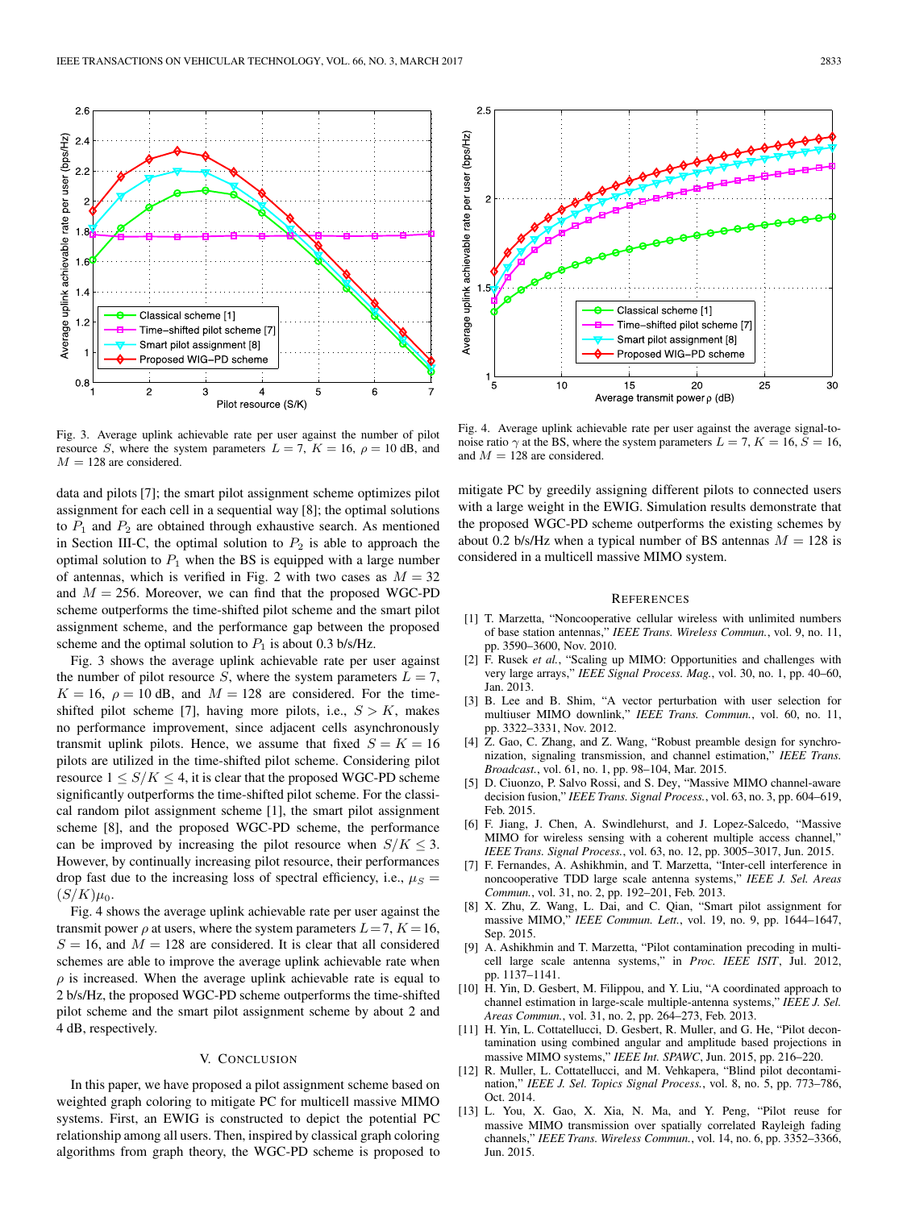Fig. 3. Average uplink achievable rate per user against the number of pilot resource $S$, where the system parameters $L = 7$, $K = 16$, $\rho = 10$ dB, and $M = 128$ are considered.

Fig. 4. Average uplink achievable rate per user against the average signal-to-noise ratio $\gamma$ at the BS, where the system parameters $L = 7$, $K = 16$, $S = 16$, and $M = 128$ are considered.

data and pilots [7]; the smart pilot assignment scheme optimizes pilot assignment for each cell in a sequential way [8]; the optimal solutions to $P_1$ and $P_2$ are obtained through exhaustive search. As mentioned in Section III-C, the optimal solution to $P_2$ is able to approach the optimal solution to $P_1$ when the BS is equipped with a large number of antennas, which is verified in Fig. 2 with two cases as $M = 32$ and $M = 256$. Moreover, we can find that the proposed WGC-PD scheme outperforms the time-shifted pilot scheme and the smart pilot assignment scheme, and the performance gap between the proposed scheme and the optimal solution to $P_1$ is about 0.3 b/s/Hz.

Fig. 3 shows the average uplink achievable rate per user against the number of pilot resource $S$, where the system parameters $L = 7$, $K = 16$, $\rho = 10$ dB, and $M = 128$ are considered. For the time-shifted pilot scheme [7], having more pilots, i.e., $S > K$, makes no performance improvement, since adjacent cells asynchronously transmit uplink pilots. Hence, we assume that fixed $S = K = 16$ pilots are utilized in the time-shifted pilot scheme. Considering pilot resource $1 \leq S/K \leq 4$, it is clear that the proposed WGC-PD scheme significantly outperforms the time-shifted pilot scheme. For the classical random pilot assignment scheme [1], the smart pilot assignment scheme [8], and the proposed WGC-PD scheme, the performance can be improved by increasing the pilot resource when $S/K \leq 3$. However, by continually increasing pilot resource, their performances drop fast due to the increasing loss of spectral efficiency, i.e., $\mu_S = (S/K)\mu_0$.

Fig. 4 shows the average uplink achievable rate per user against the transmit power $\rho$ at users, where the system parameters $L = 7$, $K = 16$, $S = 16$, and $M = 128$ are considered. It is clear that all considered schemes are able to improve the average uplink achievable rate when $\rho$ is increased. When the average uplink achievable rate is equal to 2 b/s/Hz, the proposed WGC-PD scheme outperforms the time-shifted pilot scheme and the smart pilot assignment scheme by about 2 and 4 dB, respectively.

## V. Conclusion

In this paper, we have proposed a pilot assignment scheme based on weighted graph coloring to mitigate PC for multicell massive MIMO systems. First, an EWIG is constructed to depict the potential PC relationship among all users. Then, inspired by classical graph coloring algorithms from graph theory, the WGC-PD scheme is proposed to mitigate PC by greedily assigning different pilots to connected users with a large weight in the EWIG. Simulation results demonstrate that the proposed WGC-PD scheme outperforms the existing schemes by about 0.2 b/s/Hz when a typical number of BS antennas $M = 128$ is considered in a multicell massive MIMO system.

## References

[1] T. Marzetta, "Noncooperative cellular wireless with unlimited numbers of base station antennas," *IEEE Trans. Wireless Commun.*, vol. 9, no. 11, pp. 3590–3600, Nov. 2010.

[2] F. Rusek *et al.*, "Scaling up MIMO: Opportunities and challenges with very large arrays," *IEEE Signal Process. Mag.*, vol. 30, no. 1, pp. 40–60, Jan. 2013.

[3] B. Lee and B. Shim, "A vector perturbation with user selection for multiuser MIMO downlink," *IEEE Trans. Commun.*, vol. 60, no. 11, pp. 3322–3331, Nov. 2012.

[4] Z. Gao, C. Zhang, and Z. Wang, "Robust preamble design for synchronization, signaling transmission, and channel estimation," *IEEE Trans. Broadcast.*, vol. 61, no. 1, pp. 98–104, Mar. 2015.

[5] D. Ciuonzo, P. Salvo Rossi, and S. Dey, "Massive MIMO channel-aware decision fusion," *IEEE Trans. Signal Process.*, vol. 63, no. 3, pp. 604–619, Feb. 2015.

[6] F. Jiang, J. Chen, A. Swindlehurst, and J. Lopez-Salcedo, "Massive MIMO for wireless sensing with a coherent multiple access channel," *IEEE Trans. Signal Process.*, vol. 63, no. 12, pp. 3005–3017, Jun. 2015.

[7] F. Fernandes, A. Ashikhmin, and T. Marzetta, "Inter-cell interference in noncooperative TDD large scale antenna systems," *IEEE J. Sel. Areas Commun.*, vol. 31, no. 2, pp. 192–201, Feb. 2013.

[8] X. Zhu, Z. Wang, L. Dai, and C. Qian, "Smart pilot assignment for massive MIMO," *IEEE Commun. Lett.*, vol. 19, no. 9, pp. 1644–1647, Sep. 2015.

[9] A. Ashikhmin and T. Marzetta, "Pilot contamination precoding in multi-cell large scale antenna systems," in *Proc. IEEE ISIT*, Jul. 2012, pp. 1137–1141.

[10] H. Yin, D. Gesbert, M. Filippou, and Y. Liu, "A coordinated approach to channel estimation in large-scale multiple-antenna systems," *IEEE J. Sel. Areas Commun.*, vol. 31, no. 2, pp. 264–273, Feb. 2013.

[11] H. Yin, L. Cottatellucci, D. Gesbert, R. Muller, and G. He, "Pilot decontamination using combined angular and amplitude based projections in massive MIMO systems," *IEEE Int. SPAWC*, Jun. 2015, pp. 216–220.

[12] R. Muller, L. Cottatellucci, and M. Vehkapera, "Blind pilot decontamination," *IEEE J. Sel. Topics Signal Process.*, vol. 8, no. 5, pp. 773–786, Oct. 2014.

[13] L. You, X. Gao, X. Xia, N. Ma, and Y. Peng, "Pilot reuse for massive MIMO transmission over spatially correlated Rayleigh fading channels," *IEEE Trans. Wireless Commun.*, vol. 14, no. 6, pp. 3352–3366, Jun. 2015.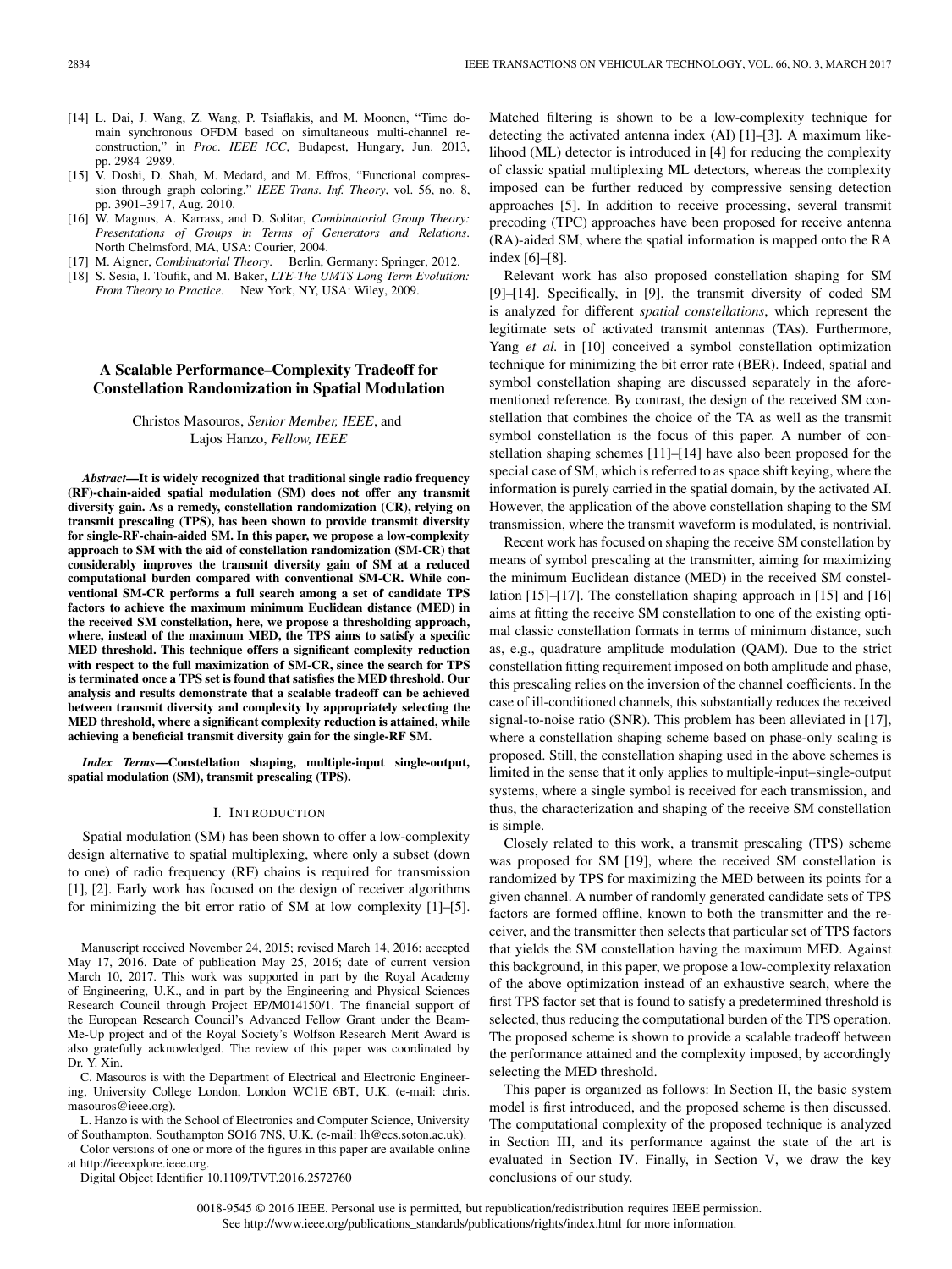[14] L. Dai, J. Wang, Z. Wang, P. Tsiaflakis, and M. Moonen, "Time domain synchronous OFDM based on simultaneous multi-channel reconstruction," in *Proc. IEEE ICC*, Budapest, Hungary, Jun. 2013, pp. 2984–2989.

[15] V. Doshi, D. Shah, M. Medard, and M. Effros, "Functional compression through graph coloring," *IEEE Trans. Inf. Theory*, vol. 56, no. 8, pp. 3901–3917, Aug. 2010.

[16] W. Magnus, A. Karrass, and D. Solitar, *Combinatorial Group Theory: Presentations of Groups in Terms of Generators and Relations*. North Chelmsford, MA, USA: Courier, 2004.

[17] M. Aigner, *Combinatorial Theory*. Berlin, Germany: Springer, 2012.

[18] S. Sesia, I. Toufik, and M. Baker, *LTE-The UMTS Long Term Evolution: From Theory to Practice*. New York, NY, USA: Wiley, 2009.

# A Scalable Performance–Complexity Tradeoff for Constellation Randomization in Spatial Modulation

Christos Masouros, *Senior Member, IEEE*, and Lajos Hanzo, *Fellow, IEEE*

***Abstract*—It is widely recognized that traditional single radio frequency (RF)-chain-aided spatial modulation (SM) does not offer any transmit diversity gain. As a remedy, constellation randomization (CR), relying on transmit prescaling (TPS), has been shown to provide transmit diversity for single-RF-chain-aided SM. In this paper, we propose a low-complexity approach to SM with the aid of constellation randomization (SM-CR) that considerably improves the transmit diversity gain of SM at a reduced computational burden compared with conventional SM-CR. While conventional SM-CR performs a full search among a set of candidate TPS factors to achieve the maximum minimum Euclidean distance (MED) in the received SM constellation, here, we propose a thresholding approach, where, instead of the maximum MED, the TPS aims to satisfy a specific MED threshold. This technique offers a significant complexity reduction with respect to the full maximization of SM-CR, since the search for TPS is terminated once a TPS set is found that satisfies the MED threshold. Our analysis and results demonstrate that a scalable tradeoff can be achieved between transmit diversity and complexity by appropriately selecting the MED threshold, where a significant complexity reduction is attained, while achieving a beneficial transmit diversity gain for the single-RF SM.**

***Index Terms*—Constellation shaping, multiple-input single-output, spatial modulation (SM), transmit prescaling (TPS).**

## I. Introduction

Spatial modulation (SM) has been shown to offer a low-complexity design alternative to spatial multiplexing, where only a subset (down to one) of radio frequency (RF) chains is required for transmission [1], [2]. Early work has focused on the design of receiver algorithms for minimizing the bit error ratio of SM at low complexity [1]–[5]. Matched filtering is shown to be a low-complexity technique for detecting the activated antenna index (AI) [1]–[3]. A maximum likelihood (ML) detector is introduced in [4] for reducing the complexity of classic spatial multiplexing ML detectors, whereas the complexity imposed can be further reduced by compressive sensing detection approaches [5]. In addition to receive processing, several transmit precoding (TPC) approaches have been proposed for receive antenna (RA)-aided SM, where the spatial information is mapped onto the RA index [6]–[8].

Relevant work has also proposed constellation shaping for SM [9]–[14]. Specifically, in [9], the transmit diversity of coded SM is analyzed for different *spatial constellations*, which represent the legitimate sets of activated transmit antennas (TAs). Furthermore, Yang *et al.* in [10] conceived a symbol constellation optimization technique for minimizing the bit error rate (BER). Indeed, spatial and symbol constellation shaping are discussed separately in the aforementioned reference. By contrast, the design of the received SM constellation that combines the choice of the TA as well as the transmit symbol constellation is the focus of this paper. A number of constellation shaping schemes [11]–[14] have also been proposed for the special case of SM, which is referred to as space shift keying, where the information is purely carried in the spatial domain, by the activated AI. However, the application of the above constellation shaping to the SM transmission, where the transmit waveform is modulated, is nontrivial.

Recent work has focused on shaping the receive SM constellation by means of symbol prescaling at the transmitter, aiming for maximizing the minimum Euclidean distance (MED) in the received SM constellation [15]–[17]. The constellation shaping approach in [15] and [16] aims at fitting the receive SM constellation to one of the existing optimal classic constellation formats in terms of minimum distance, such as, e.g., quadrature amplitude modulation (QAM). Due to the strict constellation fitting requirement imposed on both amplitude and phase, this prescaling relies on the inversion of the channel coefficients. In the case of ill-conditioned channels, this substantially reduces the received signal-to-noise ratio (SNR). This problem has been alleviated in [17], where a constellation shaping scheme based on phase-only scaling is proposed. Still, the constellation shaping used in the above schemes is limited in the sense that it only applies to multiple-input–single-output systems, where a single symbol is received for each transmission, and thus, the characterization and shaping of the receive SM constellation is simple.

Closely related to this work, a transmit prescaling (TPS) scheme was proposed for SM [19], where the received SM constellation is randomized by TPS for maximizing the MED between its points for a given channel. A number of randomly generated candidate sets of TPS factors are formed offline, known to both the transmitter and the receiver, and the transmitter then selects that particular set of TPS factors that yields the SM constellation having the maximum MED. Against this background, in this paper, we propose a low-complexity relaxation of the above optimization instead of an exhaustive search, where the first TPS factor set that is found to satisfy a predetermined threshold is selected, thus reducing the computational burden of the TPS operation. The proposed scheme is shown to provide a scalable tradeoff between the performance attained and the complexity imposed, by accordingly selecting the MED threshold.

This paper is organized as follows: In Section II, the basic system model is first introduced, and the proposed scheme is then discussed. The computational complexity of the proposed technique is analyzed in Section III, and its performance against the state of the art is evaluated in Section IV. Finally, in Section V, we draw the key conclusions of our study.

Manuscript received November 24, 2015; revised March 14, 2016; accepted May 17, 2016. Date of publication May 25, 2016; date of current version March 10, 2017. This work was supported in part by the Royal Academy of Engineering, U.K., and in part by the Engineering and Physical Sciences Research Council through Project EP/M014150/1. The financial support of the European Research Council's Advanced Fellow Grant under the Beam-Me-Up project and of the Royal Society's Wolfson Research Merit Award is also gratefully acknowledged. The review of this paper was coordinated by Dr. Y. Xin.

C. Masouros is with the Department of Electrical and Electronic Engineering, University College London, London WC1E 6BT, U.K. (e-mail: chris.masouros@ieee.org).

L. Hanzo is with the School of Electronics and Computer Science, University of Southampton, Southampton SO16 7NS, U.K. (e-mail: lh@ecs.soton.ac.uk).

Color versions of one or more of the figures in this paper are available online at http://ieeexplore.ieee.org.

Digital Object Identifier 10.1109/TVT.2016.2572760

0018-9545 © 2016 IEEE. Personal use is permitted, but republication/redistribution requires IEEE permission. See http://www.ieee.org/publications_standards/publications/rights/index.html for more information.